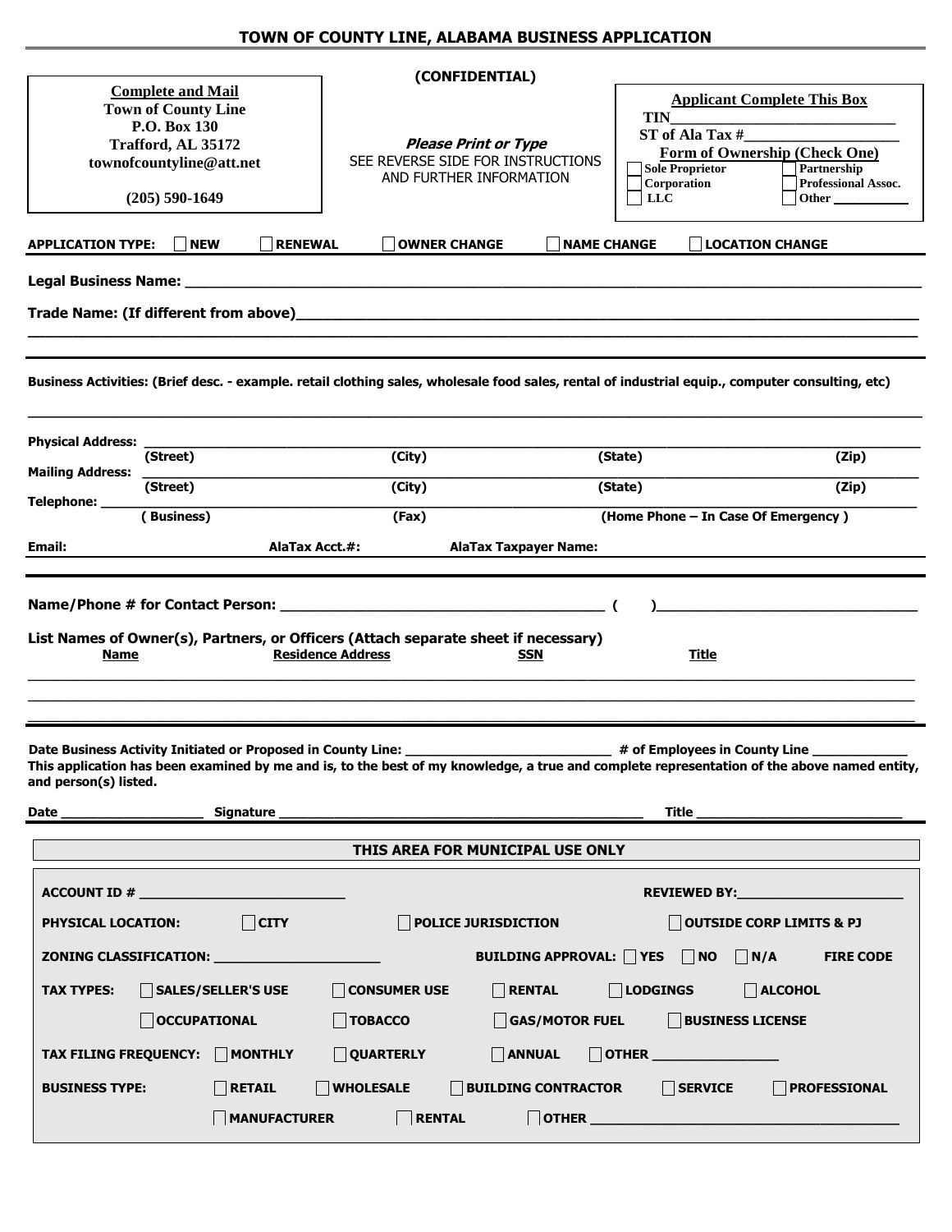# TOWN OF COUNTY LINE, ALABAMA BUSINESS APPLICATION

**Complete and Mail**
**Town of County Line**
**P.O. Box 130**
**Trafford, AL 35172**
**townofcountyline@att.net**

**(205) 590-1649**

**(CONFIDENTIAL)**

***Please Print or Type***
SEE REVERSE SIDE FOR INSTRUCTIONS AND FURTHER INFORMATION

**Applicant Complete This Box**
**TIN**\_\_\_\_\_\_\_\_\_\_\_\_\_\_\_\_\_\_\_\_\_\_\_\_\_\_\_\_
**ST of Ala Tax #**\_\_\_\_\_\_\_\_\_\_\_\_\_\_\_\_\_\_\_\_
**Form of Ownership (Check One)**
☐ Sole Proprietor ☐ Partnership
☐ Corporation ☐ Professional Assoc.
☐ LLC ☐ Other \_\_\_\_\_\_\_\_\_\_

**APPLICATION TYPE:** ☐ **NEW** ☐ **RENEWAL** ☐ **OWNER CHANGE** ☐ **NAME CHANGE** ☐ **LOCATION CHANGE**

**Legal Business Name:** \_\_\_\_\_\_\_\_\_\_\_\_\_\_\_\_\_\_\_\_\_\_\_\_\_\_\_\_\_\_\_\_\_\_\_\_\_\_\_\_\_\_\_\_\_\_\_\_\_\_\_\_

**Trade Name: (If different from above)**\_\_\_\_\_\_\_\_\_\_\_\_\_\_\_\_\_\_\_\_\_\_\_\_\_\_\_\_\_\_\_\_\_\_\_\_\_\_\_\_

**Business Activities: (Brief desc. - example. retail clothing sales, wholesale food sales, rental of industrial equip., computer consulting, etc)**

\_\_\_\_\_\_\_\_\_\_\_\_\_\_\_\_\_\_\_\_\_\_\_\_\_\_\_\_\_\_\_\_\_\_\_\_\_\_\_\_\_\_\_\_\_\_\_\_\_\_\_\_\_\_\_\_\_\_\_\_\_\_\_\_\_\_\_\_\_\_\_\_\_\_

**Physical Address:** \_\_\_\_\_\_\_\_\_\_\_\_\_\_\_\_\_\_\_\_\_\_\_\_\_\_\_\_\_\_\_\_\_\_\_\_\_\_\_\_\_\_\_\_\_\_\_\_\_\_\_\_\_\_\_\_
(Street) (City) (State) (Zip)

**Mailing Address:** \_\_\_\_\_\_\_\_\_\_\_\_\_\_\_\_\_\_\_\_\_\_\_\_\_\_\_\_\_\_\_\_\_\_\_\_\_\_\_\_\_\_\_\_\_\_\_\_\_\_\_\_\_\_\_\_
(Street) (City) (State) (Zip)

**Telephone:** \_\_\_\_\_\_\_\_\_\_\_\_\_\_\_\_\_\_\_\_\_\_\_\_\_\_\_\_\_\_\_\_\_\_\_\_\_\_\_\_\_\_\_\_\_\_\_\_\_\_\_\_\_\_\_\_\_\_\_\_\_\_\_\_
( Business) (Fax) (Home Phone – In Case Of Emergency )

**Email:** **AlaTax Acct.#:** **AlaTax Taxpayer Name:**

**Name/Phone # for Contact Person:** \_\_\_\_\_\_\_\_\_\_\_\_\_\_\_\_\_\_\_\_\_\_\_\_\_\_\_\_\_\_\_\_\_\_ ( )\_\_\_\_\_\_\_\_\_\_\_\_\_\_\_\_\_\_\_\_\_\_\_\_

**List Names of Owner(s), Partners, or Officers (Attach separate sheet if necessary)**

| Name | Residence Address | SSN | Title |
|---|---|---|---|
| | | | |
| | | | |
| | | | |

**Date Business Activity Initiated or Proposed in County Line:** \_\_\_\_\_\_\_\_\_\_\_\_\_\_\_\_\_\_\_\_\_\_ **# of Employees in County Line** \_\_\_\_\_\_\_\_\_\_\_

**This application has been examined by me and is, to the best of my knowledge, a true and complete representation of the above named entity, and person(s) listed.**

**Date** \_\_\_\_\_\_\_\_\_\_\_\_\_\_\_\_ **Signature** \_\_\_\_\_\_\_\_\_\_\_\_\_\_\_\_\_\_\_\_\_\_\_\_\_\_\_\_\_\_\_\_\_\_\_\_\_\_\_\_\_\_\_\_ **Title** \_\_\_\_\_\_\_\_\_\_\_\_\_\_\_\_\_\_\_\_\_\_\_\_

## THIS AREA FOR MUNICIPAL USE ONLY

**ACCOUNT ID #** \_\_\_\_\_\_\_\_\_\_\_\_\_\_\_\_\_\_\_\_\_\_\_\_ **REVIEWED BY:**\_\_\_\_\_\_\_\_\_\_\_\_\_\_\_\_\_\_\_\_

**PHYSICAL LOCATION:** ☐ **CITY** ☐ **POLICE JURISDICTION** ☐ **OUTSIDE CORP LIMITS & PJ**

**ZONING CLASSIFICATION:** \_\_\_\_\_\_\_\_\_\_\_\_\_\_\_\_\_\_\_\_ **BUILDING APPROVAL:** ☐ **YES** ☐ **NO** ☐ **N/A** **FIRE CODE**

**TAX TYPES:** ☐ **SALES/SELLER'S USE** ☐ **CONSUMER USE** ☐ **RENTAL** ☐ **LODGINGS** ☐ **ALCOHOL**
☐ **OCCUPATIONAL** ☐ **TOBACCO** ☐ **GAS/MOTOR FUEL** ☐ **BUSINESS LICENSE**

**TAX FILING FREQUENCY:** ☐ **MONTHLY** ☐ **QUARTERLY** ☐ **ANNUAL** ☐ **OTHER** \_\_\_\_\_\_\_\_\_\_\_\_\_\_\_

**BUSINESS TYPE:** ☐ **RETAIL** ☐ **WHOLESALE** ☐ **BUILDING CONTRACTOR** ☐ **SERVICE** ☐ **PROFESSIONAL**
☐ **MANUFACTURER** ☐ **RENTAL** ☐ **OTHER** \_\_\_\_\_\_\_\_\_\_\_\_\_\_\_\_\_\_\_\_\_\_\_\_\_\_\_\_\_\_\_\_\_\_\_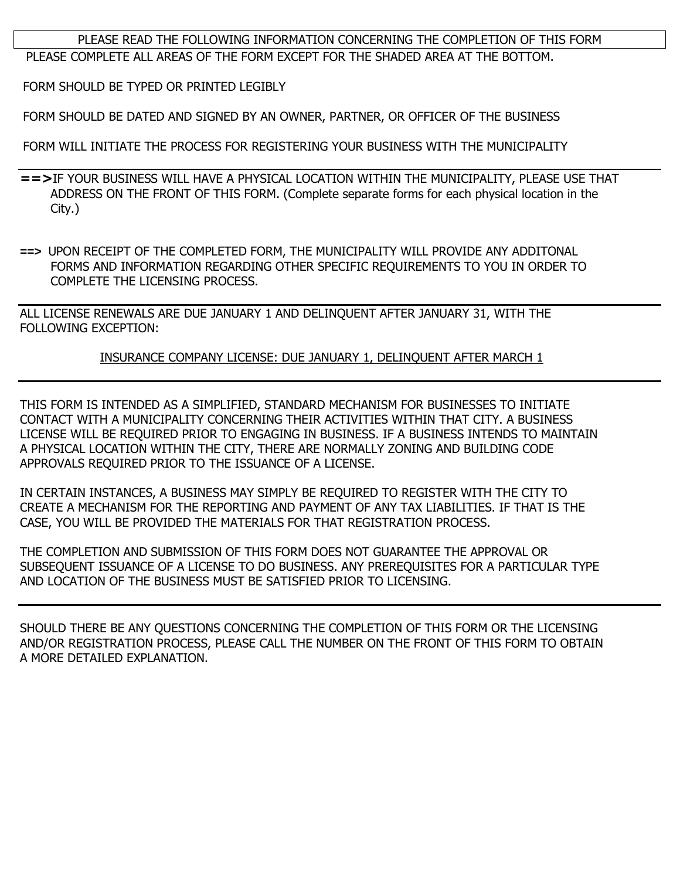## PLEASE READ THE FOLLOWING INFORMATION CONCERNING THE COMPLETION OF THIS FORM

PLEASE COMPLETE ALL AREAS OF THE FORM EXCEPT FOR THE SHADED AREA AT THE BOTTOM.

FORM SHOULD BE TYPED OR PRINTED LEGIBLY

FORM SHOULD BE DATED AND SIGNED BY AN OWNER, PARTNER, OR OFFICER OF THE BUSINESS

FORM WILL INITIATE THE PROCESS FOR REGISTERING YOUR BUSINESS WITH THE MUNICIPALITY

---

**==>** IF YOUR BUSINESS WILL HAVE A PHYSICAL LOCATION WITHIN THE MUNICIPALITY, PLEASE USE THAT ADDRESS ON THE FRONT OF THIS FORM. (Complete separate forms for each physical location in the City.)

==> UPON RECEIPT OF THE COMPLETED FORM, THE MUNICIPALITY WILL PROVIDE ANY ADDITONAL FORMS AND INFORMATION REGARDING OTHER SPECIFIC REQUIREMENTS TO YOU IN ORDER TO COMPLETE THE LICENSING PROCESS.

---

ALL LICENSE RENEWALS ARE DUE JANUARY 1 AND DELINQUENT AFTER JANUARY 31, WITH THE FOLLOWING EXCEPTION:

INSURANCE COMPANY LICENSE: DUE JANUARY 1, DELINQUENT AFTER MARCH 1

---

THIS FORM IS INTENDED AS A SIMPLIFIED, STANDARD MECHANISM FOR BUSINESSES TO INITIATE CONTACT WITH A MUNICIPALITY CONCERNING THEIR ACTIVITIES WITHIN THAT CITY. A BUSINESS LICENSE WILL BE REQUIRED PRIOR TO ENGAGING IN BUSINESS. IF A BUSINESS INTENDS TO MAINTAIN A PHYSICAL LOCATION WITHIN THE CITY, THERE ARE NORMALLY ZONING AND BUILDING CODE APPROVALS REQUIRED PRIOR TO THE ISSUANCE OF A LICENSE.

IN CERTAIN INSTANCES, A BUSINESS MAY SIMPLY BE REQUIRED TO REGISTER WITH THE CITY TO CREATE A MECHANISM FOR THE REPORTING AND PAYMENT OF ANY TAX LIABILITIES. IF THAT IS THE CASE, YOU WILL BE PROVIDED THE MATERIALS FOR THAT REGISTRATION PROCESS.

THE COMPLETION AND SUBMISSION OF THIS FORM DOES NOT GUARANTEE THE APPROVAL OR SUBSEQUENT ISSUANCE OF A LICENSE TO DO BUSINESS. ANY PREREQUISITES FOR A PARTICULAR TYPE AND LOCATION OF THE BUSINESS MUST BE SATISFIED PRIOR TO LICENSING.

---

SHOULD THERE BE ANY QUESTIONS CONCERNING THE COMPLETION OF THIS FORM OR THE LICENSING AND/OR REGISTRATION PROCESS, PLEASE CALL THE NUMBER ON THE FRONT OF THIS FORM TO OBTAIN A MORE DETAILED EXPLANATION.